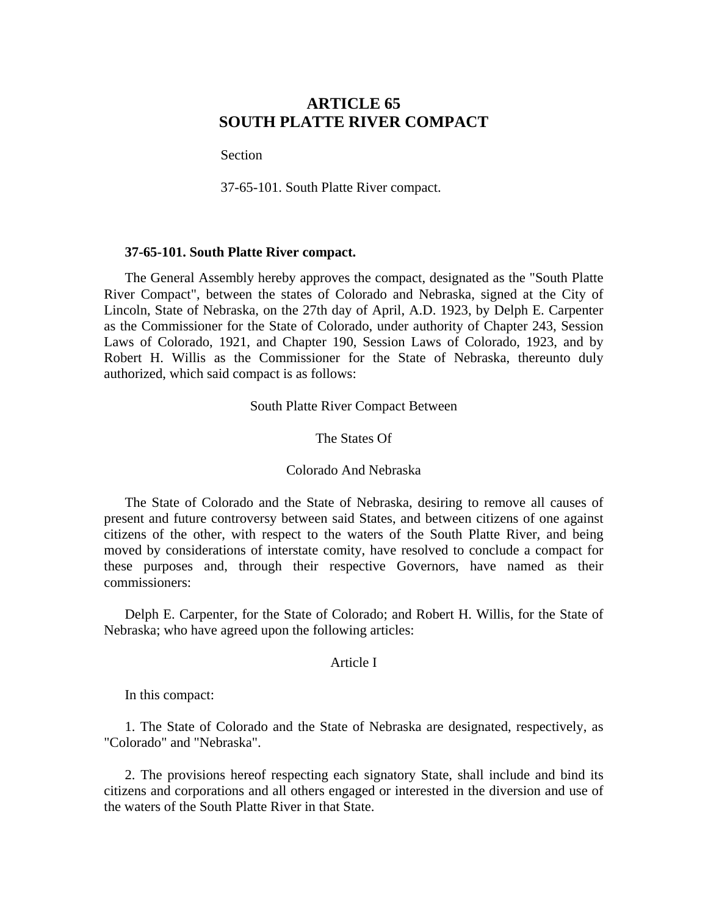# ARTICLE 65
# SOUTH PLATTE RIVER COMPACT

Section

37-65-101. South Platte River compact.

**37-65-101. South Platte River compact.**

The General Assembly hereby approves the compact, designated as the "South Platte River Compact", between the states of Colorado and Nebraska, signed at the City of Lincoln, State of Nebraska, on the 27th day of April, A.D. 1923, by Delph E. Carpenter as the Commissioner for the State of Colorado, under authority of Chapter 243, Session Laws of Colorado, 1921, and Chapter 190, Session Laws of Colorado, 1923, and by Robert H. Willis as the Commissioner for the State of Nebraska, thereunto duly authorized, which said compact is as follows:

South Platte River Compact Between

The States Of

Colorado And Nebraska

The State of Colorado and the State of Nebraska, desiring to remove all causes of present and future controversy between said States, and between citizens of one against citizens of the other, with respect to the waters of the South Platte River, and being moved by considerations of interstate comity, have resolved to conclude a compact for these purposes and, through their respective Governors, have named as their commissioners:

Delph E. Carpenter, for the State of Colorado; and Robert H. Willis, for the State of Nebraska; who have agreed upon the following articles:

Article I

In this compact:

1. The State of Colorado and the State of Nebraska are designated, respectively, as "Colorado" and "Nebraska".

2. The provisions hereof respecting each signatory State, shall include and bind its citizens and corporations and all others engaged or interested in the diversion and use of the waters of the South Platte River in that State.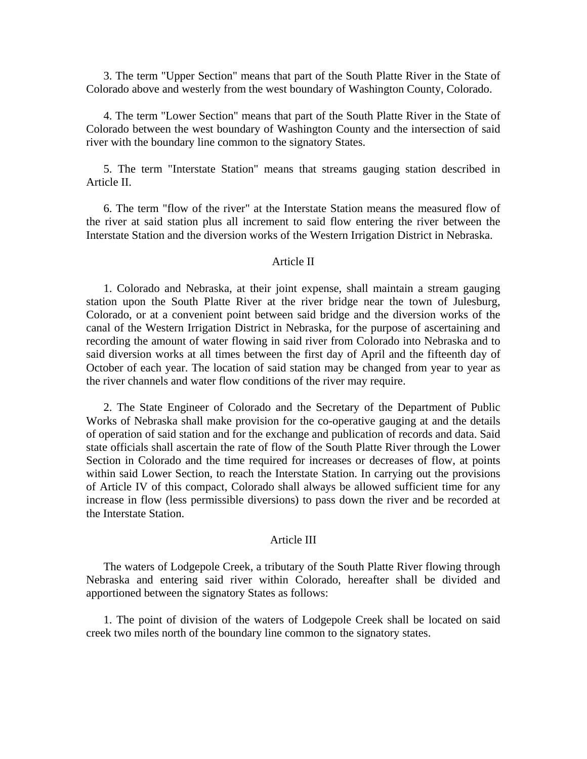3. The term "Upper Section" means that part of the South Platte River in the State of Colorado above and westerly from the west boundary of Washington County, Colorado.

4. The term "Lower Section" means that part of the South Platte River in the State of Colorado between the west boundary of Washington County and the intersection of said river with the boundary line common to the signatory States.

5. The term "Interstate Station" means that streams gauging station described in Article II.

6. The term "flow of the river" at the Interstate Station means the measured flow of the river at said station plus all increment to said flow entering the river between the Interstate Station and the diversion works of the Western Irrigation District in Nebraska.

## Article II

1. Colorado and Nebraska, at their joint expense, shall maintain a stream gauging station upon the South Platte River at the river bridge near the town of Julesburg, Colorado, or at a convenient point between said bridge and the diversion works of the canal of the Western Irrigation District in Nebraska, for the purpose of ascertaining and recording the amount of water flowing in said river from Colorado into Nebraska and to said diversion works at all times between the first day of April and the fifteenth day of October of each year. The location of said station may be changed from year to year as the river channels and water flow conditions of the river may require.

2. The State Engineer of Colorado and the Secretary of the Department of Public Works of Nebraska shall make provision for the co-operative gauging at and the details of operation of said station and for the exchange and publication of records and data. Said state officials shall ascertain the rate of flow of the South Platte River through the Lower Section in Colorado and the time required for increases or decreases of flow, at points within said Lower Section, to reach the Interstate Station. In carrying out the provisions of Article IV of this compact, Colorado shall always be allowed sufficient time for any increase in flow (less permissible diversions) to pass down the river and be recorded at the Interstate Station.

## Article III

The waters of Lodgepole Creek, a tributary of the South Platte River flowing through Nebraska and entering said river within Colorado, hereafter shall be divided and apportioned between the signatory States as follows:

1. The point of division of the waters of Lodgepole Creek shall be located on said creek two miles north of the boundary line common to the signatory states.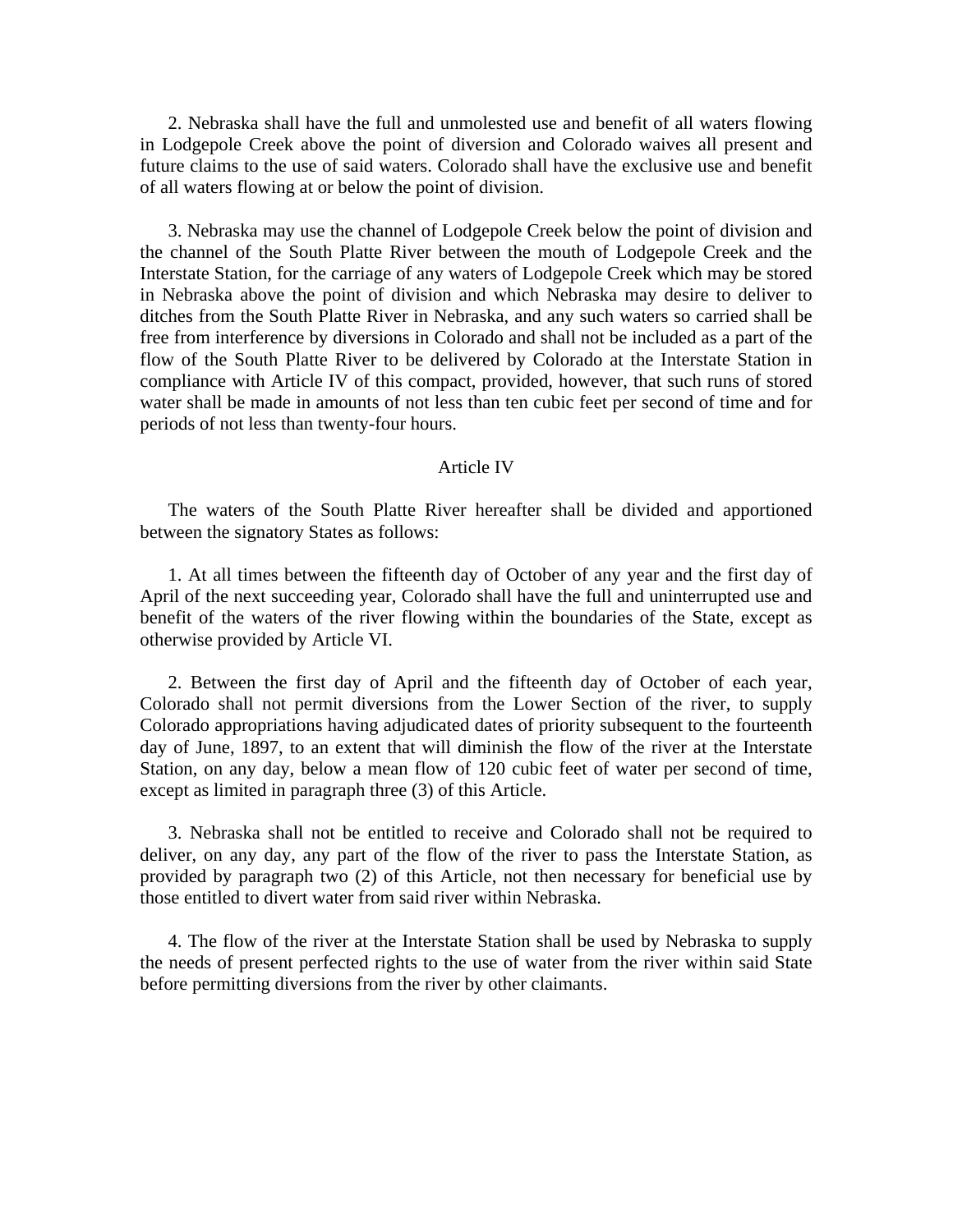2. Nebraska shall have the full and unmolested use and benefit of all waters flowing in Lodgepole Creek above the point of diversion and Colorado waives all present and future claims to the use of said waters. Colorado shall have the exclusive use and benefit of all waters flowing at or below the point of division.

3. Nebraska may use the channel of Lodgepole Creek below the point of division and the channel of the South Platte River between the mouth of Lodgepole Creek and the Interstate Station, for the carriage of any waters of Lodgepole Creek which may be stored in Nebraska above the point of division and which Nebraska may desire to deliver to ditches from the South Platte River in Nebraska, and any such waters so carried shall be free from interference by diversions in Colorado and shall not be included as a part of the flow of the South Platte River to be delivered by Colorado at the Interstate Station in compliance with Article IV of this compact, provided, however, that such runs of stored water shall be made in amounts of not less than ten cubic feet per second of time and for periods of not less than twenty-four hours.

## Article IV

The waters of the South Platte River hereafter shall be divided and apportioned between the signatory States as follows:

1. At all times between the fifteenth day of October of any year and the first day of April of the next succeeding year, Colorado shall have the full and uninterrupted use and benefit of the waters of the river flowing within the boundaries of the State, except as otherwise provided by Article VI.

2. Between the first day of April and the fifteenth day of October of each year, Colorado shall not permit diversions from the Lower Section of the river, to supply Colorado appropriations having adjudicated dates of priority subsequent to the fourteenth day of June, 1897, to an extent that will diminish the flow of the river at the Interstate Station, on any day, below a mean flow of 120 cubic feet of water per second of time, except as limited in paragraph three (3) of this Article.

3. Nebraska shall not be entitled to receive and Colorado shall not be required to deliver, on any day, any part of the flow of the river to pass the Interstate Station, as provided by paragraph two (2) of this Article, not then necessary for beneficial use by those entitled to divert water from said river within Nebraska.

4. The flow of the river at the Interstate Station shall be used by Nebraska to supply the needs of present perfected rights to the use of water from the river within said State before permitting diversions from the river by other claimants.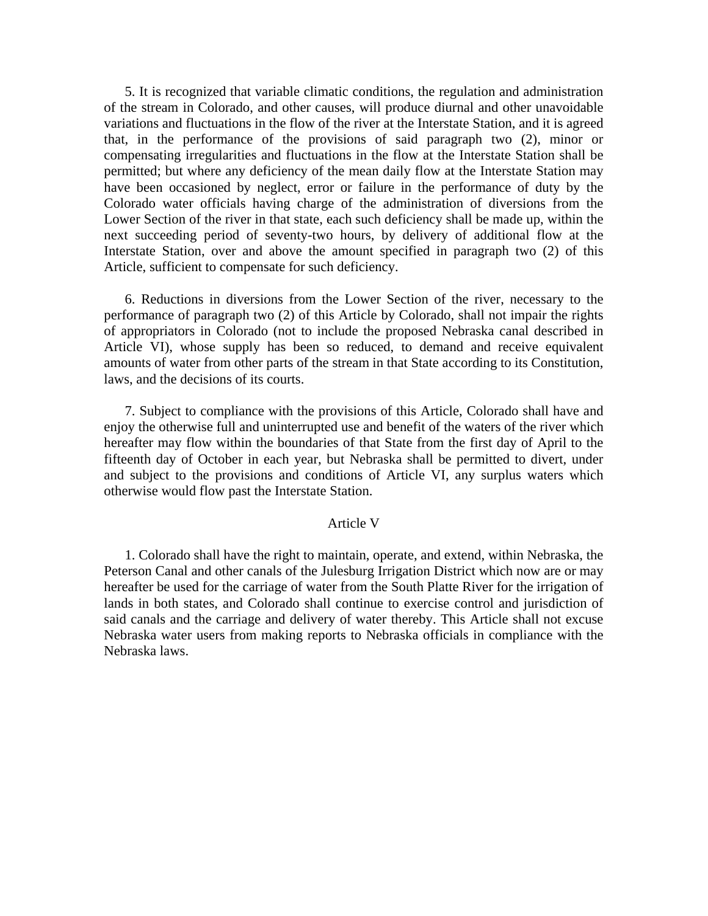5. It is recognized that variable climatic conditions, the regulation and administration of the stream in Colorado, and other causes, will produce diurnal and other unavoidable variations and fluctuations in the flow of the river at the Interstate Station, and it is agreed that, in the performance of the provisions of said paragraph two (2), minor or compensating irregularities and fluctuations in the flow at the Interstate Station shall be permitted; but where any deficiency of the mean daily flow at the Interstate Station may have been occasioned by neglect, error or failure in the performance of duty by the Colorado water officials having charge of the administration of diversions from the Lower Section of the river in that state, each such deficiency shall be made up, within the next succeeding period of seventy-two hours, by delivery of additional flow at the Interstate Station, over and above the amount specified in paragraph two (2) of this Article, sufficient to compensate for such deficiency.

6. Reductions in diversions from the Lower Section of the river, necessary to the performance of paragraph two (2) of this Article by Colorado, shall not impair the rights of appropriators in Colorado (not to include the proposed Nebraska canal described in Article VI), whose supply has been so reduced, to demand and receive equivalent amounts of water from other parts of the stream in that State according to its Constitution, laws, and the decisions of its courts.

7. Subject to compliance with the provisions of this Article, Colorado shall have and enjoy the otherwise full and uninterrupted use and benefit of the waters of the river which hereafter may flow within the boundaries of that State from the first day of April to the fifteenth day of October in each year, but Nebraska shall be permitted to divert, under and subject to the provisions and conditions of Article VI, any surplus waters which otherwise would flow past the Interstate Station.

## Article V

1. Colorado shall have the right to maintain, operate, and extend, within Nebraska, the Peterson Canal and other canals of the Julesburg Irrigation District which now are or may hereafter be used for the carriage of water from the South Platte River for the irrigation of lands in both states, and Colorado shall continue to exercise control and jurisdiction of said canals and the carriage and delivery of water thereby. This Article shall not excuse Nebraska water users from making reports to Nebraska officials in compliance with the Nebraska laws.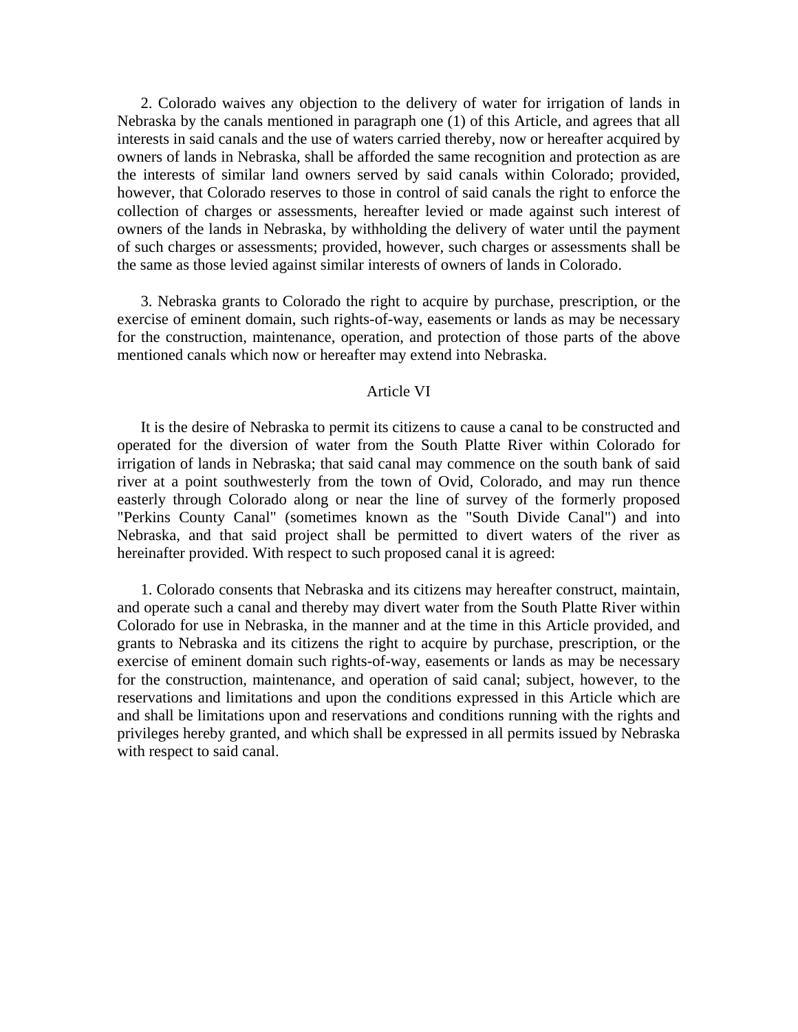2. Colorado waives any objection to the delivery of water for irrigation of lands in Nebraska by the canals mentioned in paragraph one (1) of this Article, and agrees that all interests in said canals and the use of waters carried thereby, now or hereafter acquired by owners of lands in Nebraska, shall be afforded the same recognition and protection as are the interests of similar land owners served by said canals within Colorado; provided, however, that Colorado reserves to those in control of said canals the right to enforce the collection of charges or assessments, hereafter levied or made against such interest of owners of the lands in Nebraska, by withholding the delivery of water until the payment of such charges or assessments; provided, however, such charges or assessments shall be the same as those levied against similar interests of owners of lands in Colorado.

3. Nebraska grants to Colorado the right to acquire by purchase, prescription, or the exercise of eminent domain, such rights-of-way, easements or lands as may be necessary for the construction, maintenance, operation, and protection of those parts of the above mentioned canals which now or hereafter may extend into Nebraska.

## Article VI

It is the desire of Nebraska to permit its citizens to cause a canal to be constructed and operated for the diversion of water from the South Platte River within Colorado for irrigation of lands in Nebraska; that said canal may commence on the south bank of said river at a point southwesterly from the town of Ovid, Colorado, and may run thence easterly through Colorado along or near the line of survey of the formerly proposed "Perkins County Canal" (sometimes known as the "South Divide Canal") and into Nebraska, and that said project shall be permitted to divert waters of the river as hereinafter provided. With respect to such proposed canal it is agreed:

1. Colorado consents that Nebraska and its citizens may hereafter construct, maintain, and operate such a canal and thereby may divert water from the South Platte River within Colorado for use in Nebraska, in the manner and at the time in this Article provided, and grants to Nebraska and its citizens the right to acquire by purchase, prescription, or the exercise of eminent domain such rights-of-way, easements or lands as may be necessary for the construction, maintenance, and operation of said canal; subject, however, to the reservations and limitations and upon the conditions expressed in this Article which are and shall be limitations upon and reservations and conditions running with the rights and privileges hereby granted, and which shall be expressed in all permits issued by Nebraska with respect to said canal.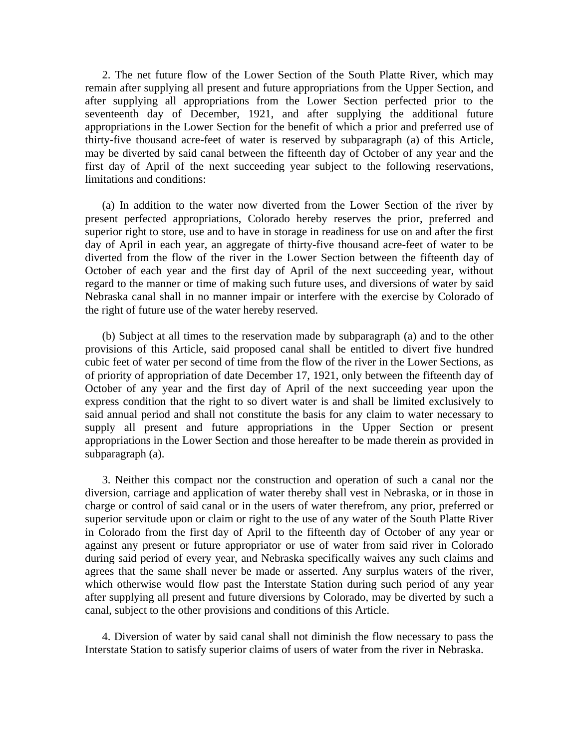2. The net future flow of the Lower Section of the South Platte River, which may remain after supplying all present and future appropriations from the Upper Section, and after supplying all appropriations from the Lower Section perfected prior to the seventeenth day of December, 1921, and after supplying the additional future appropriations in the Lower Section for the benefit of which a prior and preferred use of thirty-five thousand acre-feet of water is reserved by subparagraph (a) of this Article, may be diverted by said canal between the fifteenth day of October of any year and the first day of April of the next succeeding year subject to the following reservations, limitations and conditions:

(a) In addition to the water now diverted from the Lower Section of the river by present perfected appropriations, Colorado hereby reserves the prior, preferred and superior right to store, use and to have in storage in readiness for use on and after the first day of April in each year, an aggregate of thirty-five thousand acre-feet of water to be diverted from the flow of the river in the Lower Section between the fifteenth day of October of each year and the first day of April of the next succeeding year, without regard to the manner or time of making such future uses, and diversions of water by said Nebraska canal shall in no manner impair or interfere with the exercise by Colorado of the right of future use of the water hereby reserved.

(b) Subject at all times to the reservation made by subparagraph (a) and to the other provisions of this Article, said proposed canal shall be entitled to divert five hundred cubic feet of water per second of time from the flow of the river in the Lower Sections, as of priority of appropriation of date December 17, 1921, only between the fifteenth day of October of any year and the first day of April of the next succeeding year upon the express condition that the right to so divert water is and shall be limited exclusively to said annual period and shall not constitute the basis for any claim to water necessary to supply all present and future appropriations in the Upper Section or present appropriations in the Lower Section and those hereafter to be made therein as provided in subparagraph (a).

3. Neither this compact nor the construction and operation of such a canal nor the diversion, carriage and application of water thereby shall vest in Nebraska, or in those in charge or control of said canal or in the users of water therefrom, any prior, preferred or superior servitude upon or claim or right to the use of any water of the South Platte River in Colorado from the first day of April to the fifteenth day of October of any year or against any present or future appropriator or use of water from said river in Colorado during said period of every year, and Nebraska specifically waives any such claims and agrees that the same shall never be made or asserted. Any surplus waters of the river, which otherwise would flow past the Interstate Station during such period of any year after supplying all present and future diversions by Colorado, may be diverted by such a canal, subject to the other provisions and conditions of this Article.

4. Diversion of water by said canal shall not diminish the flow necessary to pass the Interstate Station to satisfy superior claims of users of water from the river in Nebraska.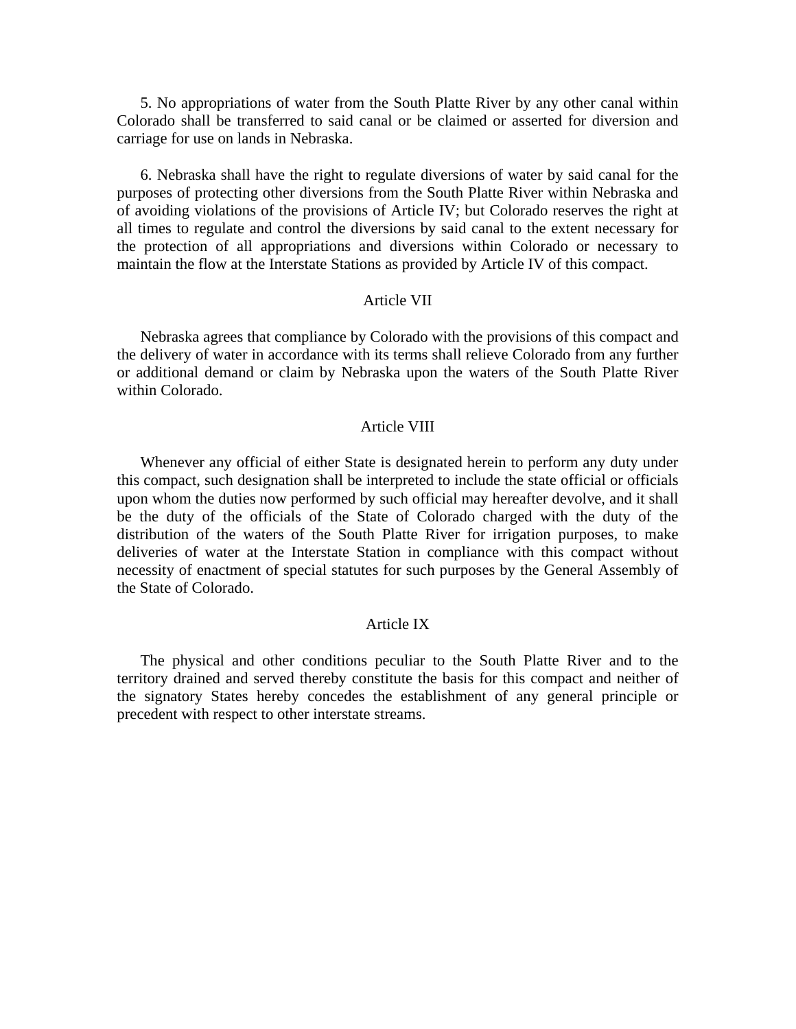5. No appropriations of water from the South Platte River by any other canal within Colorado shall be transferred to said canal or be claimed or asserted for diversion and carriage for use on lands in Nebraska.

6. Nebraska shall have the right to regulate diversions of water by said canal for the purposes of protecting other diversions from the South Platte River within Nebraska and of avoiding violations of the provisions of Article IV; but Colorado reserves the right at all times to regulate and control the diversions by said canal to the extent necessary for the protection of all appropriations and diversions within Colorado or necessary to maintain the flow at the Interstate Stations as provided by Article IV of this compact.

## Article VII

Nebraska agrees that compliance by Colorado with the provisions of this compact and the delivery of water in accordance with its terms shall relieve Colorado from any further or additional demand or claim by Nebraska upon the waters of the South Platte River within Colorado.

## Article VIII

Whenever any official of either State is designated herein to perform any duty under this compact, such designation shall be interpreted to include the state official or officials upon whom the duties now performed by such official may hereafter devolve, and it shall be the duty of the officials of the State of Colorado charged with the duty of the distribution of the waters of the South Platte River for irrigation purposes, to make deliveries of water at the Interstate Station in compliance with this compact without necessity of enactment of special statutes for such purposes by the General Assembly of the State of Colorado.

## Article IX

The physical and other conditions peculiar to the South Platte River and to the territory drained and served thereby constitute the basis for this compact and neither of the signatory States hereby concedes the establishment of any general principle or precedent with respect to other interstate streams.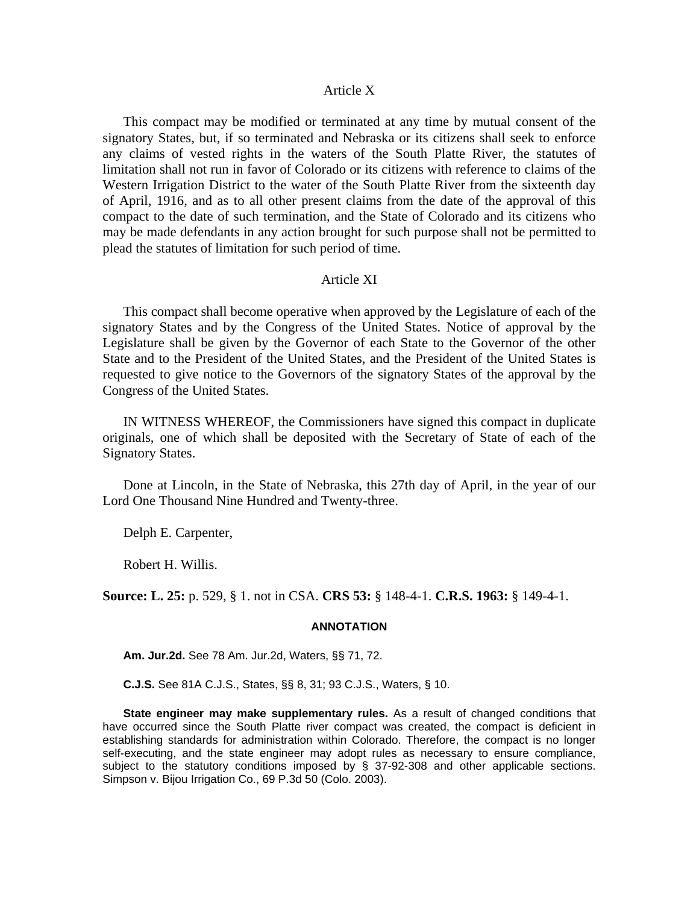## Article X

This compact may be modified or terminated at any time by mutual consent of the signatory States, but, if so terminated and Nebraska or its citizens shall seek to enforce any claims of vested rights in the waters of the South Platte River, the statutes of limitation shall not run in favor of Colorado or its citizens with reference to claims of the Western Irrigation District to the water of the South Platte River from the sixteenth day of April, 1916, and as to all other present claims from the date of the approval of this compact to the date of such termination, and the State of Colorado and its citizens who may be made defendants in any action brought for such purpose shall not be permitted to plead the statutes of limitation for such period of time.

## Article XI

This compact shall become operative when approved by the Legislature of each of the signatory States and by the Congress of the United States. Notice of approval by the Legislature shall be given by the Governor of each State to the Governor of the other State and to the President of the United States, and the President of the United States is requested to give notice to the Governors of the signatory States of the approval by the Congress of the United States.

IN WITNESS WHEREOF, the Commissioners have signed this compact in duplicate originals, one of which shall be deposited with the Secretary of State of each of the Signatory States.

Done at Lincoln, in the State of Nebraska, this 27th day of April, in the year of our Lord One Thousand Nine Hundred and Twenty-three.

Delph E. Carpenter,

Robert H. Willis.

**Source: L. 25:** p. 529, § 1. not in CSA. **CRS 53:** § 148-4-1. **C.R.S. 1963:** § 149-4-1.

### ANNOTATION

**Am. Jur.2d.** See 78 Am. Jur.2d, Waters, §§ 71, 72.

**C.J.S.** See 81A C.J.S., States, §§ 8, 31; 93 C.J.S., Waters, § 10.

**State engineer may make supplementary rules.** As a result of changed conditions that have occurred since the South Platte river compact was created, the compact is deficient in establishing standards for administration within Colorado. Therefore, the compact is no longer self-executing, and the state engineer may adopt rules as necessary to ensure compliance, subject to the statutory conditions imposed by § 37-92-308 and other applicable sections. Simpson v. Bijou Irrigation Co., 69 P.3d 50 (Colo. 2003).